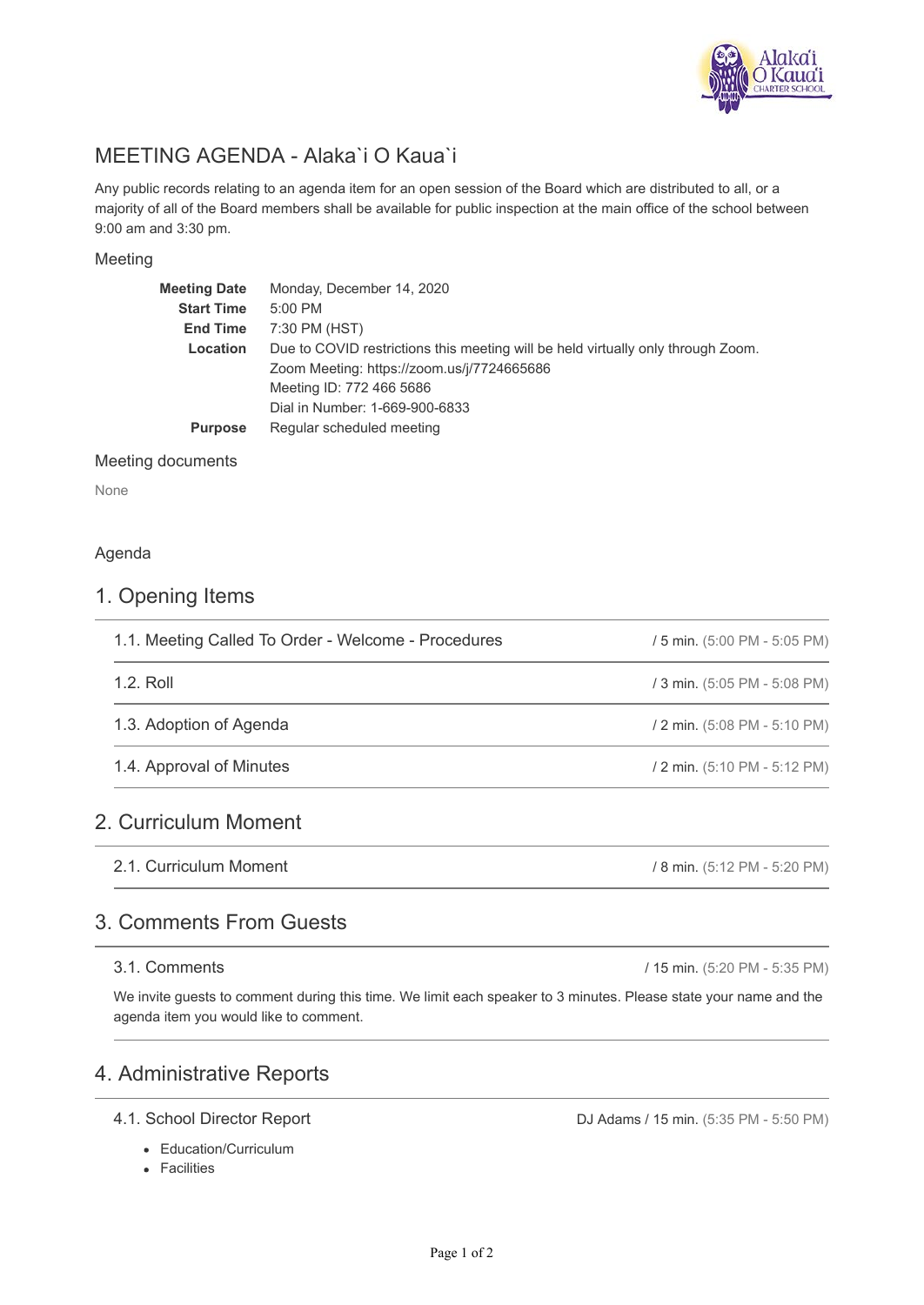# MEETING AGENDA - Alaka`i O Kaua`i

Any public records relating to an agenda item for an open session of the Board which are distributed to all, or a majority of all of the Board members shall be available for public inspection at the main office of the school between 9:00 am and 3:30 pm.

## Meeting

| | |
|---|---|
| **Meeting Date** | Monday, December 14, 2020 |
| **Start Time** | 5:00 PM |
| **End Time** | 7:30 PM (HST) |
| **Location** | Due to COVID restrictions this meeting will be held virtually only through Zoom.<br>Zoom Meeting: https://zoom.us/j/7724665686<br>Meeting ID: 772 466 5686<br>Dial in Number: 1-669-900-6833 |
| **Purpose** | Regular scheduled meeting |

## Meeting documents

None

## Agenda

## 1. Opening Items

**1.1. Meeting Called To Order - Welcome - Procedures** / 5 min. (5:00 PM - 5:05 PM)

**1.2. Roll** / 3 min. (5:05 PM - 5:08 PM)

**1.3. Adoption of Agenda** / 2 min. (5:08 PM - 5:10 PM)

**1.4. Approval of Minutes** / 2 min. (5:10 PM - 5:12 PM)

## 2. Curriculum Moment

**2.1. Curriculum Moment** / 8 min. (5:12 PM - 5:20 PM)

## 3. Comments From Guests

**3.1. Comments** / 15 min. (5:20 PM - 5:35 PM)

We invite guests to comment during this time. We limit each speaker to 3 minutes. Please state your name and the agenda item you would like to comment.

## 4. Administrative Reports

**4.1. School Director Report** DJ Adams / 15 min. (5:35 PM - 5:50 PM)

- Education/Curriculum
- Facilities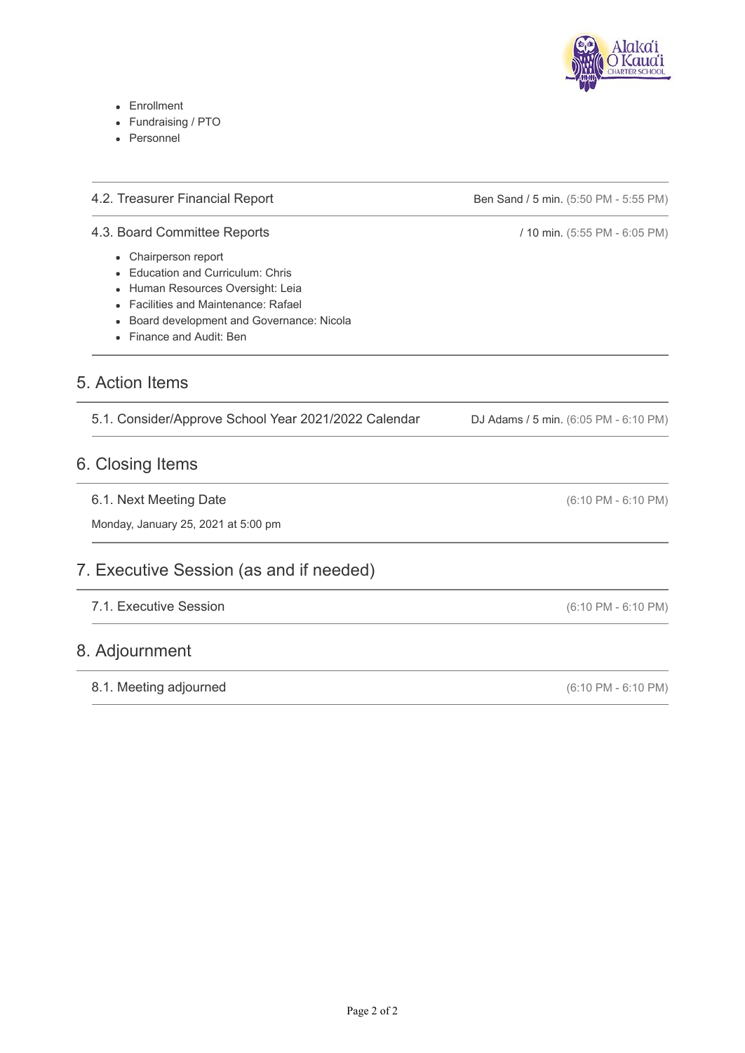- Enrollment
- Fundraising / PTO
- Personnel

### 4.2. Treasurer Financial Report

Ben Sand / 5 min. (5:50 PM - 5:55 PM)

### 4.3. Board Committee Reports

/ 10 min. (5:55 PM - 6:05 PM)

- Chairperson report
- Education and Curriculum: Chris
- Human Resources Oversight: Leia
- Facilities and Maintenance: Rafael
- Board development and Governance: Nicola
- Finance and Audit: Ben

## 5. Action Items

### 5.1. Consider/Approve School Year 2021/2022 Calendar

DJ Adams / 5 min. (6:05 PM - 6:10 PM)

## 6. Closing Items

### 6.1. Next Meeting Date

(6:10 PM - 6:10 PM)

Monday, January 25, 2021 at 5:00 pm

## 7. Executive Session (as and if needed)

### 7.1. Executive Session

(6:10 PM - 6:10 PM)

## 8. Adjournment

### 8.1. Meeting adjourned

(6:10 PM - 6:10 PM)